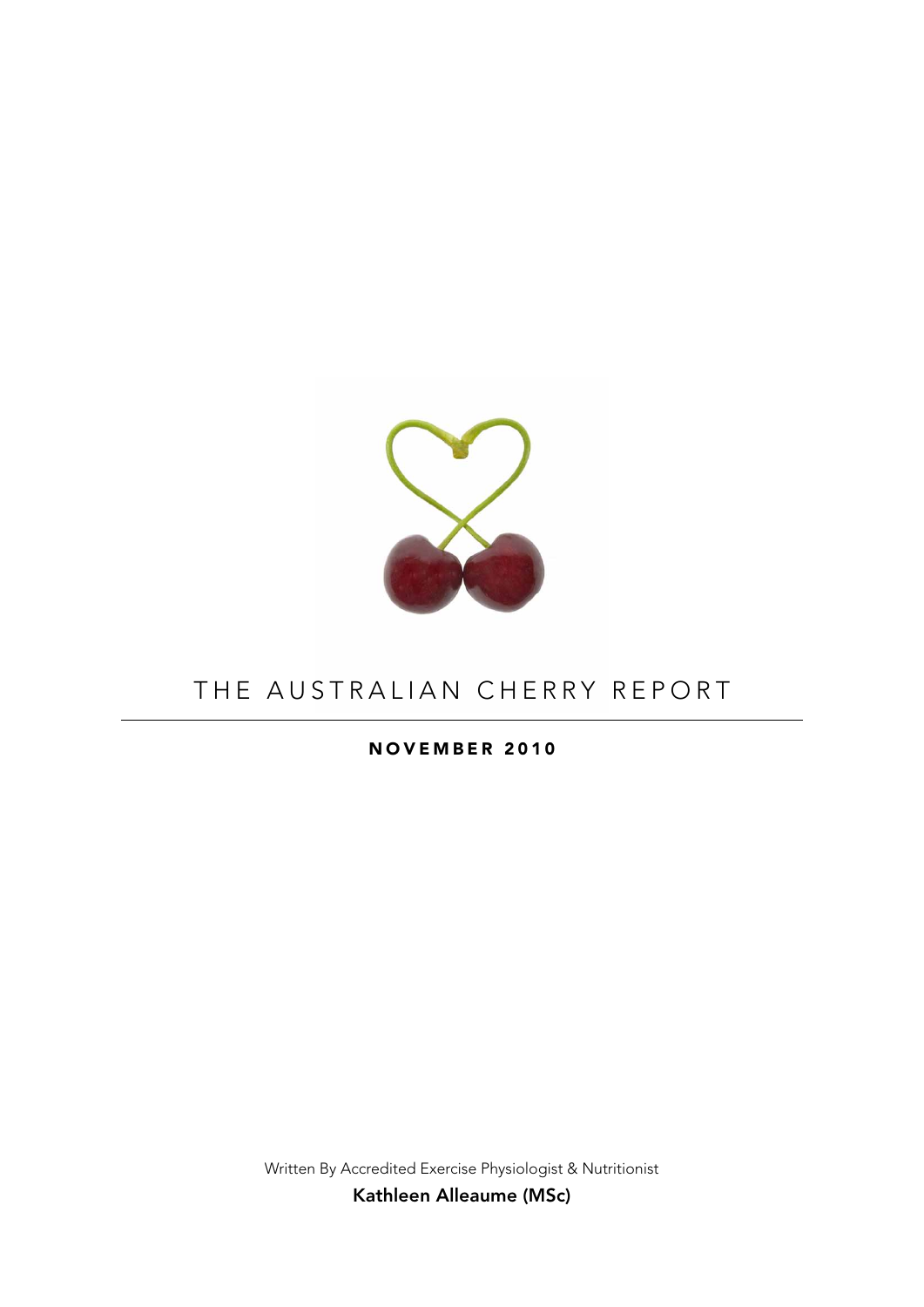# THE AUSTRALIAN CHERRY REPORT

**NOVEMBER 2010**

Written By Accredited Exercise Physiologist & Nutritionist

**Kathleen Alleaume (MSc)**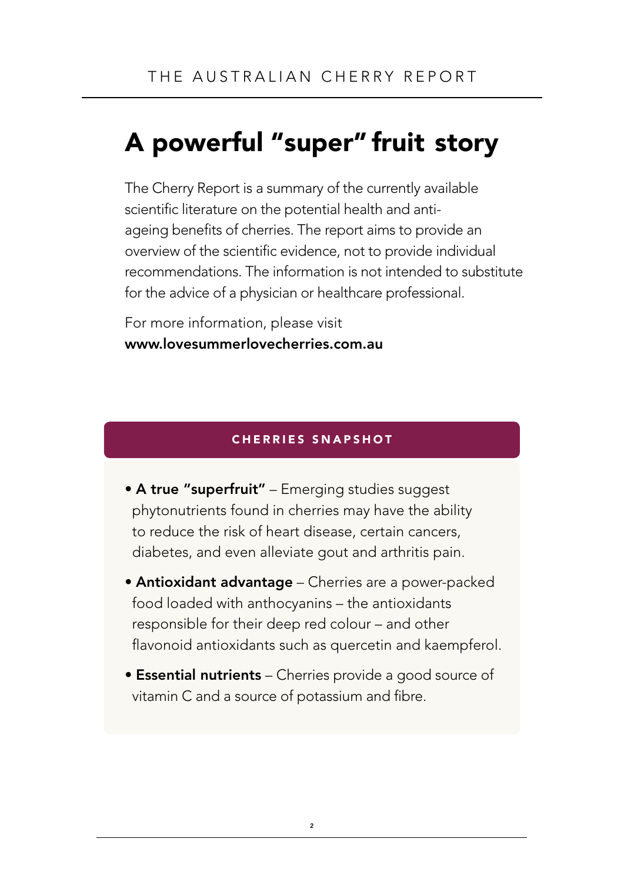# A powerful "super" fruit story

The Cherry Report is a summary of the currently available scientific literature on the potential health and anti-ageing benefits of cherries. The report aims to provide an overview of the scientific evidence, not to provide individual recommendations. The information is not intended to substitute for the advice of a physician or healthcare professional.

For more information, please visit
**www.lovesummerlovecherries.com.au**

## CHERRIES SNAPSHOT

- **A true "superfruit"** – Emerging studies suggest phytonutrients found in cherries may have the ability to reduce the risk of heart disease, certain cancers, diabetes, and even alleviate gout and arthritis pain.
- **Antioxidant advantage** – Cherries are a power-packed food loaded with anthocyanins – the antioxidants responsible for their deep red colour – and other flavonoid antioxidants such as quercetin and kaempferol.
- **Essential nutrients** – Cherries provide a good source of vitamin C and a source of potassium and fibre.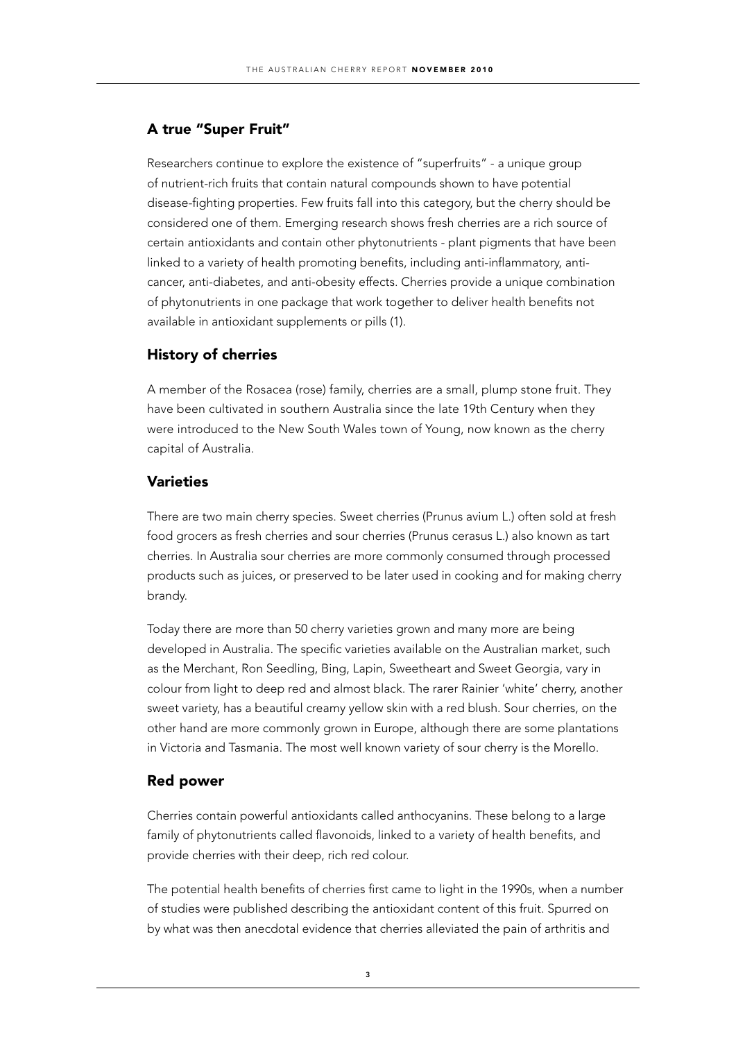## A true "Super Fruit"

Researchers continue to explore the existence of "superfruits" - a unique group of nutrient-rich fruits that contain natural compounds shown to have potential disease-fighting properties. Few fruits fall into this category, but the cherry should be considered one of them. Emerging research shows fresh cherries are a rich source of certain antioxidants and contain other phytonutrients - plant pigments that have been linked to a variety of health promoting benefits, including anti-inflammatory, anti-cancer, anti-diabetes, and anti-obesity effects. Cherries provide a unique combination of phytonutrients in one package that work together to deliver health benefits not available in antioxidant supplements or pills (1).

## History of cherries

A member of the Rosacea (rose) family, cherries are a small, plump stone fruit. They have been cultivated in southern Australia since the late 19th Century when they were introduced to the New South Wales town of Young, now known as the cherry capital of Australia.

## Varieties

There are two main cherry species. Sweet cherries (Prunus avium L.) often sold at fresh food grocers as fresh cherries and sour cherries (Prunus cerasus L.) also known as tart cherries. In Australia sour cherries are more commonly consumed through processed products such as juices, or preserved to be later used in cooking and for making cherry brandy.

Today there are more than 50 cherry varieties grown and many more are being developed in Australia. The specific varieties available on the Australian market, such as the Merchant, Ron Seedling, Bing, Lapin, Sweetheart and Sweet Georgia, vary in colour from light to deep red and almost black. The rarer Rainier 'white' cherry, another sweet variety, has a beautiful creamy yellow skin with a red blush. Sour cherries, on the other hand are more commonly grown in Europe, although there are some plantations in Victoria and Tasmania. The most well known variety of sour cherry is the Morello.

## Red power

Cherries contain powerful antioxidants called anthocyanins. These belong to a large family of phytonutrients called flavonoids, linked to a variety of health benefits, and provide cherries with their deep, rich red colour.

The potential health benefits of cherries first came to light in the 1990s, when a number of studies were published describing the antioxidant content of this fruit. Spurred on by what was then anecdotal evidence that cherries alleviated the pain of arthritis and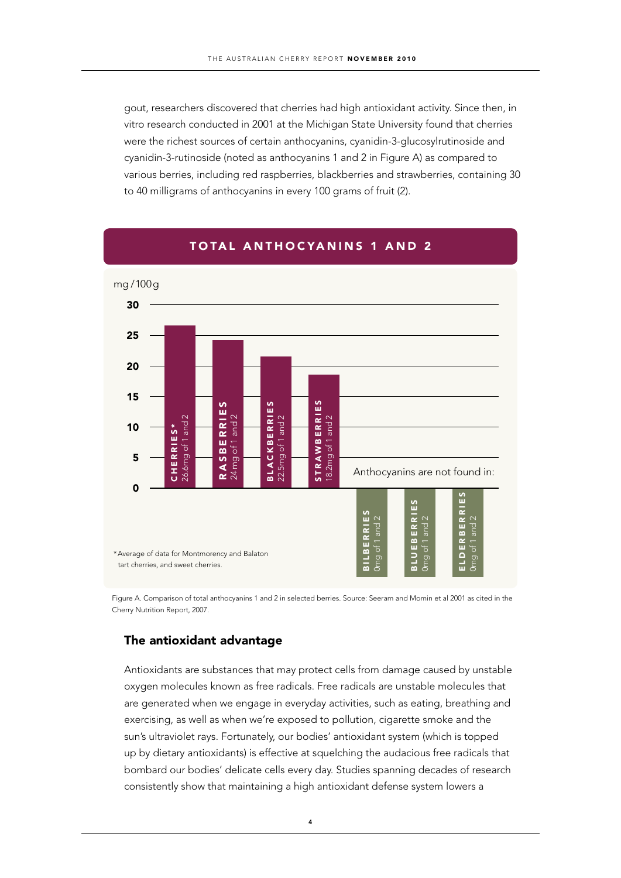gout, researchers discovered that cherries had high antioxidant activity. Since then, in vitro research conducted in 2001 at the Michigan State University found that cherries were the richest sources of certain anthocyanins, cyanidin-3-glucosylrutinoside and cyanidin-3-rutinoside (noted as anthocyanins 1 and 2 in Figure A) as compared to various berries, including red raspberries, blackberries and strawberries, containing 30 to 40 milligrams of anthocyanins in every 100 grams of fruit (2).

**TOTAL ANTHOCYANINS 1 AND 2**

mg / 100g

30
25
20
15
10
5
0

CHERRIES* 26.6mg of 1 and 2
RASBERRIES 24mg of 1 and 2
BLACKBERRIES 22.5mg of 1 and 2
STRAWBERRIES 18.2mg of 1 and 2

Anthocyanins are not found in:

BILBERRIES 0mg of 1 and 2
BLUEBERRIES 0mg of 1 and 2
ELDERBERRIES 0mg of 1 and 2

*Average of data for Montmorency and Balaton tart cherries, and sweet cherries.

Figure A. Comparison of total anthocyanins 1 and 2 in selected berries. Source: Seeram and Momin et al 2001 as cited in the Cherry Nutrition Report, 2007.

## The antioxidant advantage

Antioxidants are substances that may protect cells from damage caused by unstable oxygen molecules known as free radicals. Free radicals are unstable molecules that are generated when we engage in everyday activities, such as eating, breathing and exercising, as well as when we're exposed to pollution, cigarette smoke and the sun's ultraviolet rays. Fortunately, our bodies' antioxidant system (which is topped up by dietary antioxidants) is effective at squelching the audacious free radicals that bombard our bodies' delicate cells every day. Studies spanning decades of research consistently show that maintaining a high antioxidant defense system lowers a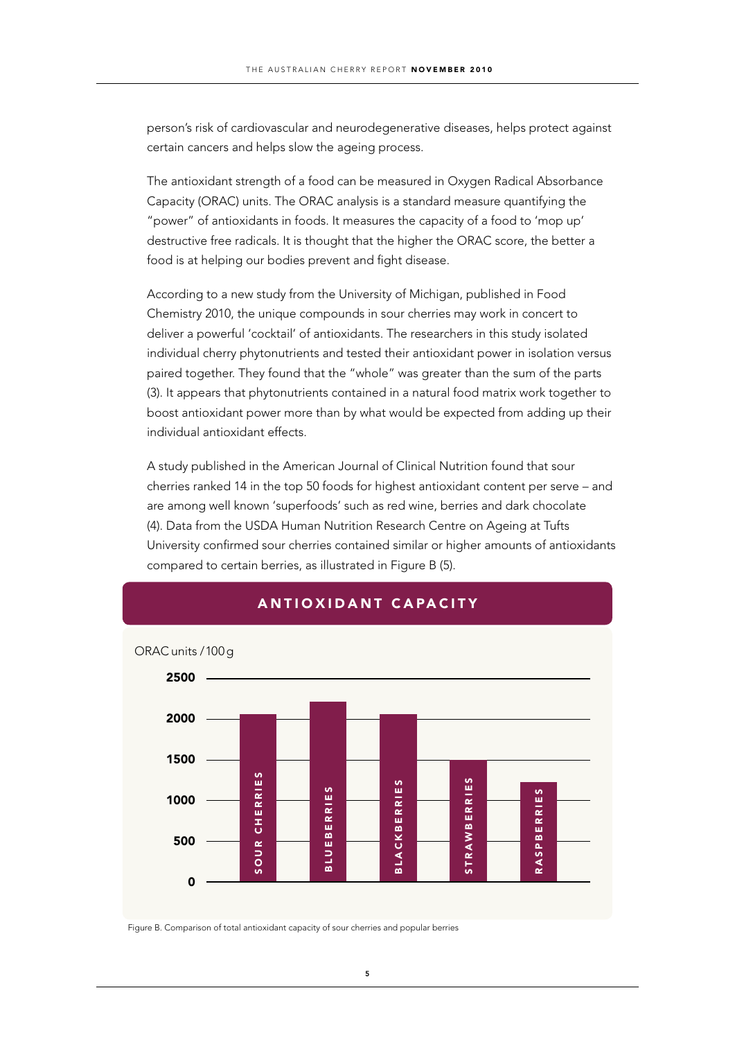person's risk of cardiovascular and neurodegenerative diseases, helps protect against certain cancers and helps slow the ageing process.

The antioxidant strength of a food can be measured in Oxygen Radical Absorbance Capacity (ORAC) units. The ORAC analysis is a standard measure quantifying the "power" of antioxidants in foods. It measures the capacity of a food to 'mop up' destructive free radicals. It is thought that the higher the ORAC score, the better a food is at helping our bodies prevent and fight disease.

According to a new study from the University of Michigan, published in Food Chemistry 2010, the unique compounds in sour cherries may work in concert to deliver a powerful 'cocktail' of antioxidants. The researchers in this study isolated individual cherry phytonutrients and tested their antioxidant power in isolation versus paired together. They found that the "whole" was greater than the sum of the parts (3). It appears that phytonutrients contained in a natural food matrix work together to boost antioxidant power more than by what would be expected from adding up their individual antioxidant effects.

A study published in the American Journal of Clinical Nutrition found that sour cherries ranked 14 in the top 50 foods for highest antioxidant content per serve – and are among well known 'superfoods' such as red wine, berries and dark chocolate (4). Data from the USDA Human Nutrition Research Centre on Ageing at Tufts University confirmed sour cherries contained similar or higher amounts of antioxidants compared to certain berries, as illustrated in Figure B (5).

**ANTIOXIDANT CAPACITY**

ORAC units / 100 g

2500
2000
1500
1000
500
0

SOUR CHERRIES
BLUEBERRIES
BLACKBERRIES
STRAWBERRIES
RASPBERRIES

Figure B. Comparison of total antioxidant capacity of sour cherries and popular berries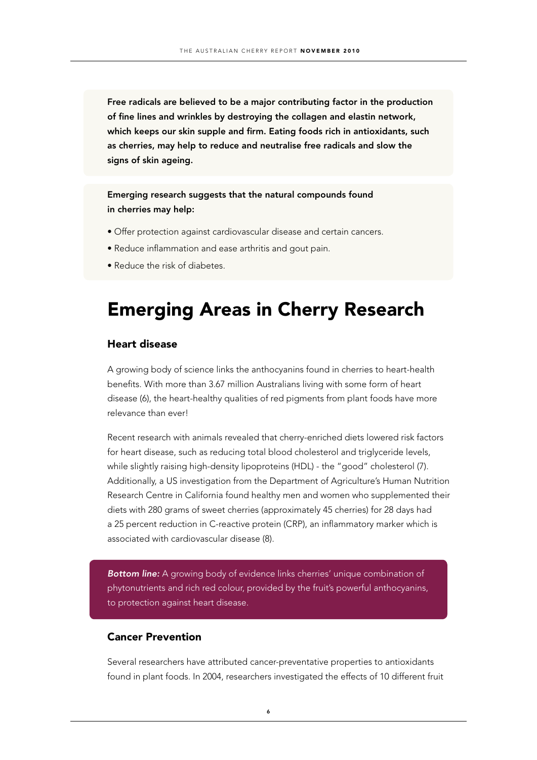**Free radicals are believed to be a major contributing factor in the production of fine lines and wrinkles by destroying the collagen and elastin network, which keeps our skin supple and firm. Eating foods rich in antioxidants, such as cherries, may help to reduce and neutralise free radicals and slow the signs of skin ageing.**

**Emerging research suggests that the natural compounds found in cherries may help:**

- Offer protection against cardiovascular disease and certain cancers.
- Reduce inflammation and ease arthritis and gout pain.
- Reduce the risk of diabetes.

# Emerging Areas in Cherry Research

### Heart disease

A growing body of science links the anthocyanins found in cherries to heart-health benefits. With more than 3.67 million Australians living with some form of heart disease (6), the heart-healthy qualities of red pigments from plant foods have more relevance than ever!

Recent research with animals revealed that cherry-enriched diets lowered risk factors for heart disease, such as reducing total blood cholesterol and triglyceride levels, while slightly raising high-density lipoproteins (HDL) - the "good" cholesterol (7). Additionally, a US investigation from the Department of Agriculture's Human Nutrition Research Centre in California found healthy men and women who supplemented their diets with 280 grams of sweet cherries (approximately 45 cherries) for 28 days had a 25 percent reduction in C-reactive protein (CRP), an inflammatory marker which is associated with cardiovascular disease (8).

***Bottom line:*** A growing body of evidence links cherries' unique combination of phytonutrients and rich red colour, provided by the fruit's powerful anthocyanins, to protection against heart disease.

### Cancer Prevention

Several researchers have attributed cancer-preventative properties to antioxidants found in plant foods. In 2004, researchers investigated the effects of 10 different fruit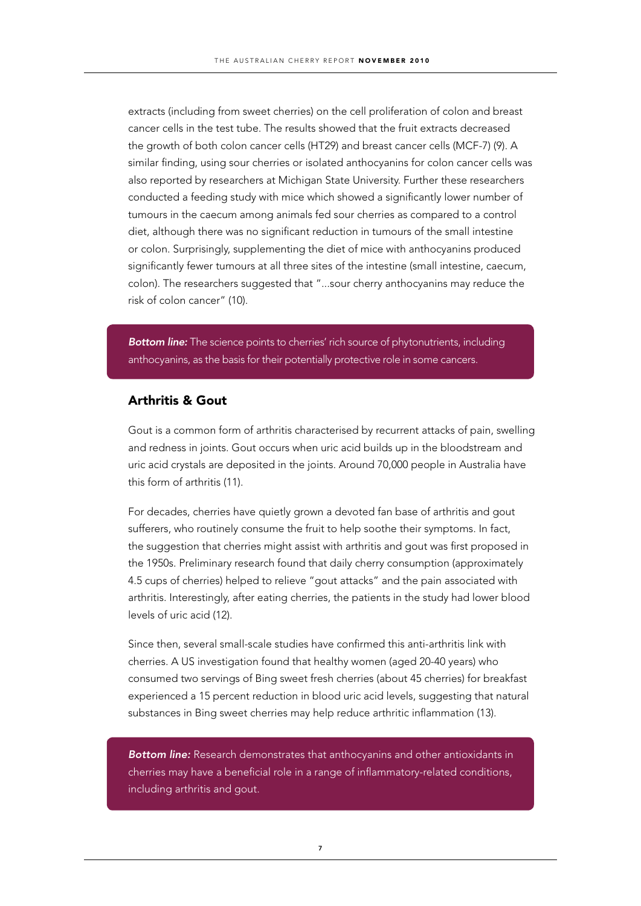extracts (including from sweet cherries) on the cell proliferation of colon and breast cancer cells in the test tube. The results showed that the fruit extracts decreased the growth of both colon cancer cells (HT29) and breast cancer cells (MCF-7) (9). A similar finding, using sour cherries or isolated anthocyanins for colon cancer cells was also reported by researchers at Michigan State University. Further these researchers conducted a feeding study with mice which showed a significantly lower number of tumours in the caecum among animals fed sour cherries as compared to a control diet, although there was no significant reduction in tumours of the small intestine or colon. Surprisingly, supplementing the diet of mice with anthocyanins produced significantly fewer tumours at all three sites of the intestine (small intestine, caecum, colon). The researchers suggested that "...sour cherry anthocyanins may reduce the risk of colon cancer" (10).

***Bottom line:*** The science points to cherries' rich source of phytonutrients, including anthocyanins, as the basis for their potentially protective role in some cancers.

## Arthritis & Gout

Gout is a common form of arthritis characterised by recurrent attacks of pain, swelling and redness in joints. Gout occurs when uric acid builds up in the bloodstream and uric acid crystals are deposited in the joints. Around 70,000 people in Australia have this form of arthritis (11).

For decades, cherries have quietly grown a devoted fan base of arthritis and gout sufferers, who routinely consume the fruit to help soothe their symptoms. In fact, the suggestion that cherries might assist with arthritis and gout was first proposed in the 1950s. Preliminary research found that daily cherry consumption (approximately 4.5 cups of cherries) helped to relieve "gout attacks" and the pain associated with arthritis. Interestingly, after eating cherries, the patients in the study had lower blood levels of uric acid (12).

Since then, several small-scale studies have confirmed this anti-arthritis link with cherries. A US investigation found that healthy women (aged 20-40 years) who consumed two servings of Bing sweet fresh cherries (about 45 cherries) for breakfast experienced a 15 percent reduction in blood uric acid levels, suggesting that natural substances in Bing sweet cherries may help reduce arthritic inflammation (13).

***Bottom line:*** Research demonstrates that anthocyanins and other antioxidants in cherries may have a beneficial role in a range of inflammatory-related conditions, including arthritis and gout.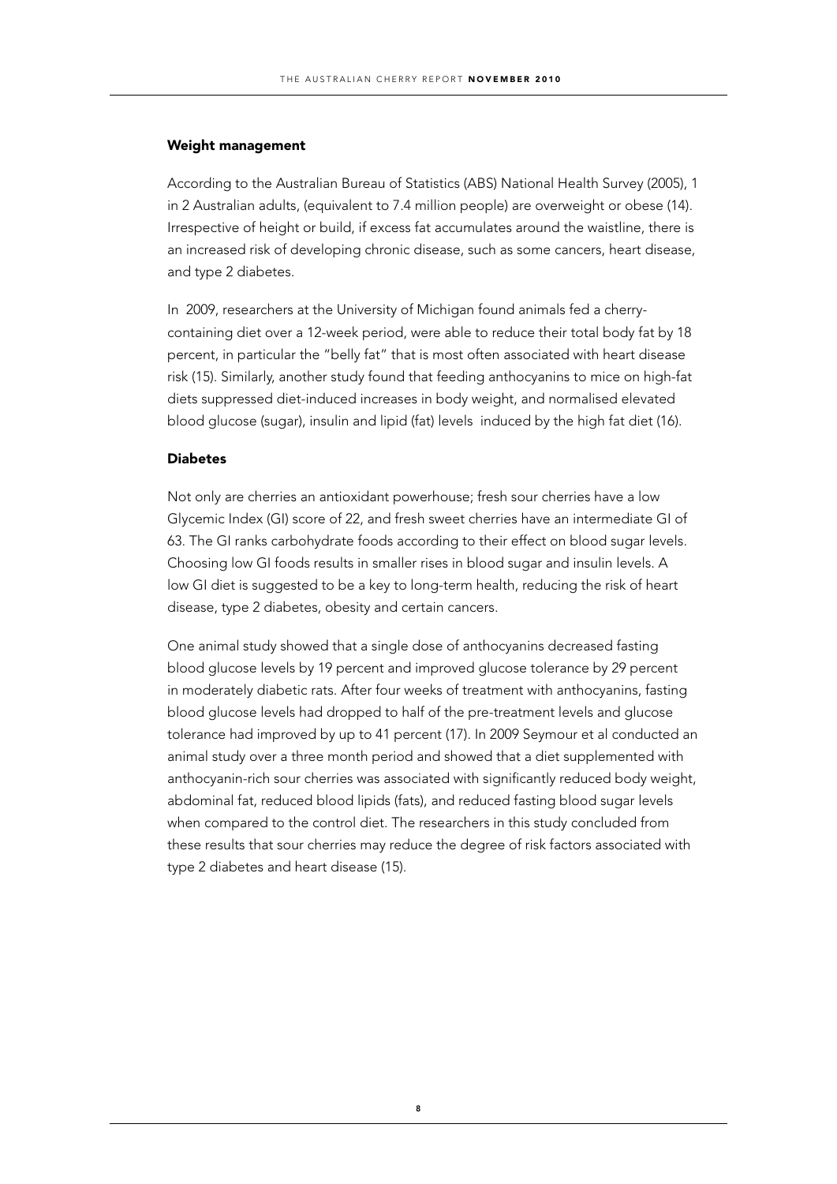### Weight management

According to the Australian Bureau of Statistics (ABS) National Health Survey (2005), 1 in 2 Australian adults, (equivalent to 7.4 million people) are overweight or obese (14). Irrespective of height or build, if excess fat accumulates around the waistline, there is an increased risk of developing chronic disease, such as some cancers, heart disease, and type 2 diabetes.

In 2009, researchers at the University of Michigan found animals fed a cherry-containing diet over a 12-week period, were able to reduce their total body fat by 18 percent, in particular the "belly fat" that is most often associated with heart disease risk (15). Similarly, another study found that feeding anthocyanins to mice on high-fat diets suppressed diet-induced increases in body weight, and normalised elevated blood glucose (sugar), insulin and lipid (fat) levels induced by the high fat diet (16).

### Diabetes

Not only are cherries an antioxidant powerhouse; fresh sour cherries have a low Glycemic Index (GI) score of 22, and fresh sweet cherries have an intermediate GI of 63. The GI ranks carbohydrate foods according to their effect on blood sugar levels. Choosing low GI foods results in smaller rises in blood sugar and insulin levels. A low GI diet is suggested to be a key to long-term health, reducing the risk of heart disease, type 2 diabetes, obesity and certain cancers.

One animal study showed that a single dose of anthocyanins decreased fasting blood glucose levels by 19 percent and improved glucose tolerance by 29 percent in moderately diabetic rats. After four weeks of treatment with anthocyanins, fasting blood glucose levels had dropped to half of the pre-treatment levels and glucose tolerance had improved by up to 41 percent (17). In 2009 Seymour et al conducted an animal study over a three month period and showed that a diet supplemented with anthocyanin-rich sour cherries was associated with significantly reduced body weight, abdominal fat, reduced blood lipids (fats), and reduced fasting blood sugar levels when compared to the control diet. The researchers in this study concluded from these results that sour cherries may reduce the degree of risk factors associated with type 2 diabetes and heart disease (15).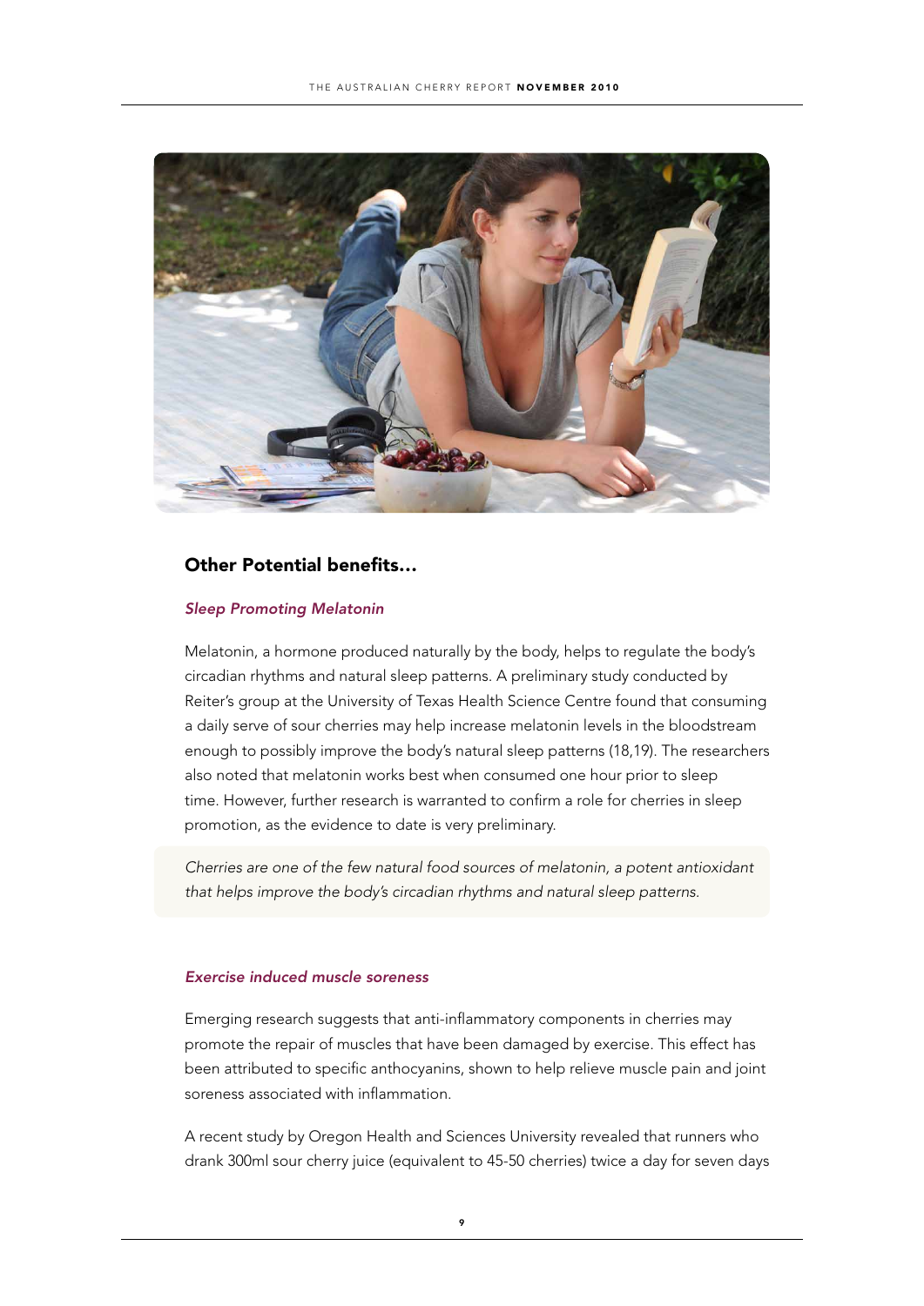## Other Potential benefits…

### *Sleep Promoting Melatonin*

Melatonin, a hormone produced naturally by the body, helps to regulate the body's circadian rhythms and natural sleep patterns. A preliminary study conducted by Reiter's group at the University of Texas Health Science Centre found that consuming a daily serve of sour cherries may help increase melatonin levels in the bloodstream enough to possibly improve the body's natural sleep patterns (18,19). The researchers also noted that melatonin works best when consumed one hour prior to sleep time. However, further research is warranted to confirm a role for cherries in sleep promotion, as the evidence to date is very preliminary.

*Cherries are one of the few natural food sources of melatonin, a potent antioxidant that helps improve the body's circadian rhythms and natural sleep patterns.*

### *Exercise induced muscle soreness*

Emerging research suggests that anti-inflammatory components in cherries may promote the repair of muscles that have been damaged by exercise. This effect has been attributed to specific anthocyanins, shown to help relieve muscle pain and joint soreness associated with inflammation.

A recent study by Oregon Health and Sciences University revealed that runners who drank 300ml sour cherry juice (equivalent to 45-50 cherries) twice a day for seven days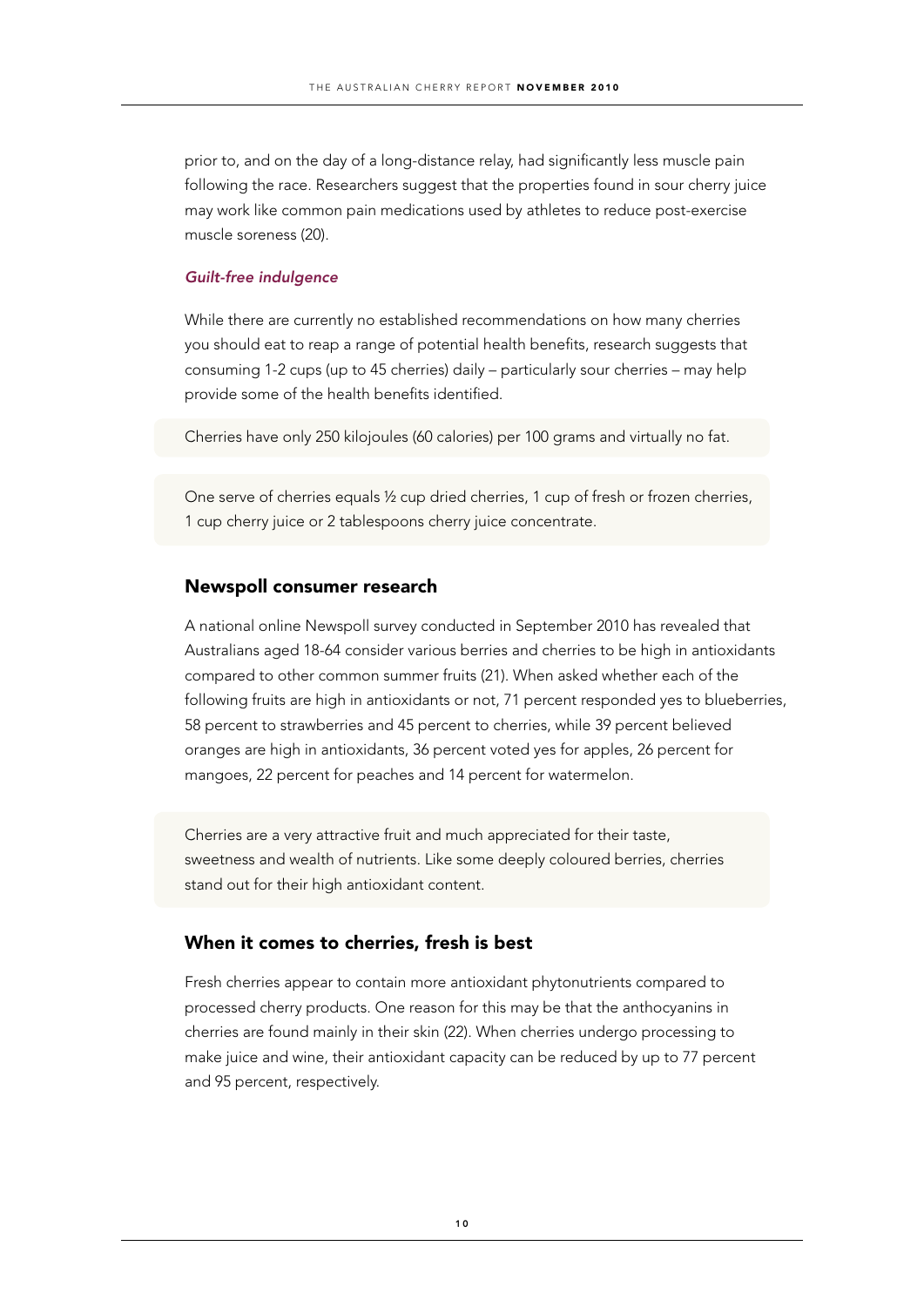prior to, and on the day of a long-distance relay, had significantly less muscle pain following the race. Researchers suggest that the properties found in sour cherry juice may work like common pain medications used by athletes to reduce post-exercise muscle soreness (20).

*Guilt-free indulgence*

While there are currently no established recommendations on how many cherries you should eat to reap a range of potential health benefits, research suggests that consuming 1-2 cups (up to 45 cherries) daily – particularly sour cherries – may help provide some of the health benefits identified.

Cherries have only 250 kilojoules (60 calories) per 100 grams and virtually no fat.

One serve of cherries equals ½ cup dried cherries, 1 cup of fresh or frozen cherries, 1 cup cherry juice or 2 tablespoons cherry juice concentrate.

## Newspoll consumer research

A national online Newspoll survey conducted in September 2010 has revealed that Australians aged 18-64 consider various berries and cherries to be high in antioxidants compared to other common summer fruits (21). When asked whether each of the following fruits are high in antioxidants or not, 71 percent responded yes to blueberries, 58 percent to strawberries and 45 percent to cherries, while 39 percent believed oranges are high in antioxidants, 36 percent voted yes for apples, 26 percent for mangoes, 22 percent for peaches and 14 percent for watermelon.

Cherries are a very attractive fruit and much appreciated for their taste, sweetness and wealth of nutrients. Like some deeply coloured berries, cherries stand out for their high antioxidant content.

## When it comes to cherries, fresh is best

Fresh cherries appear to contain more antioxidant phytonutrients compared to processed cherry products. One reason for this may be that the anthocyanins in cherries are found mainly in their skin (22). When cherries undergo processing to make juice and wine, their antioxidant capacity can be reduced by up to 77 percent and 95 percent, respectively.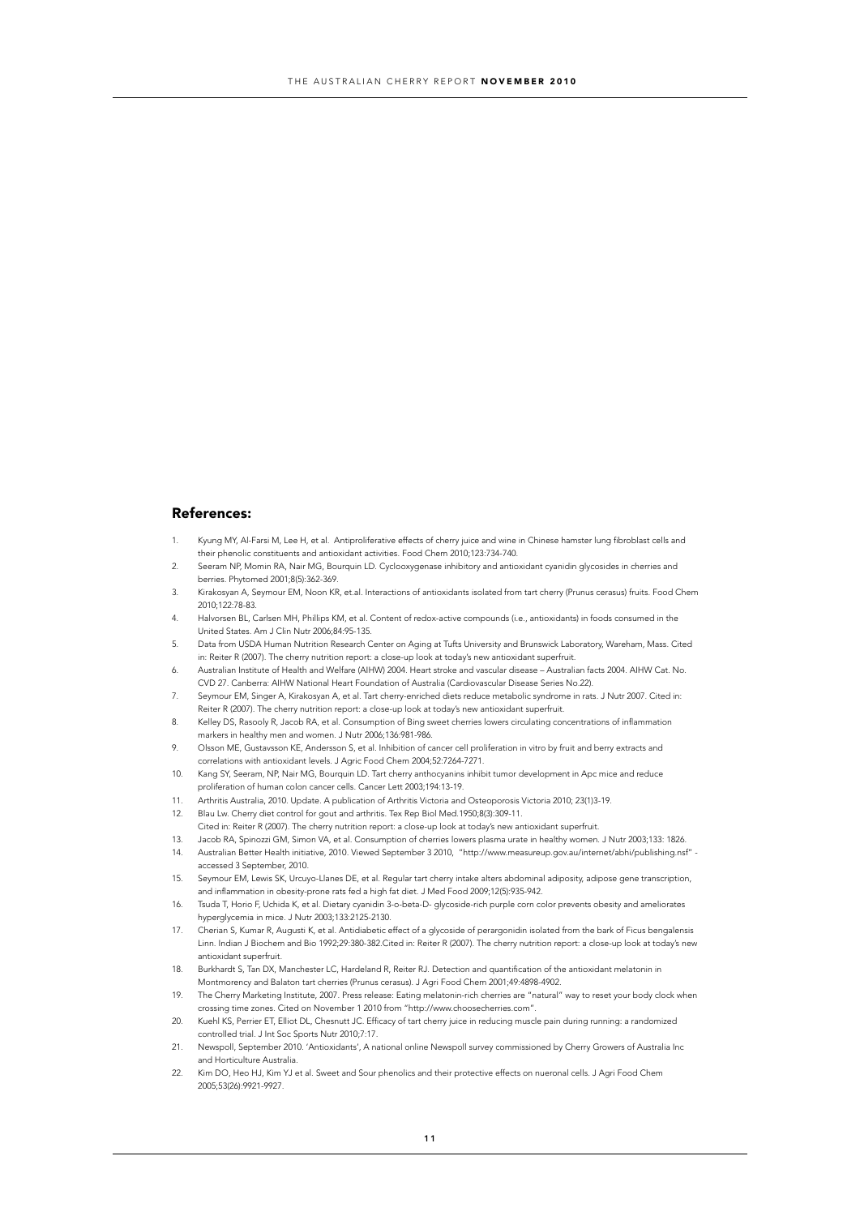## References:

1. Kyung MY, Al-Farsi M, Lee H, et al. Antiproliferative effects of cherry juice and wine in Chinese hamster lung fibroblast cells and their phenolic constituents and antioxidant activities. Food Chem 2010;123:734-740.
2. Seeram NP, Momin RA, Nair MG, Bourquin LD. Cyclooxygenase inhibitory and antioxidant cyanidin glycosides in cherries and berries. Phytomed 2001;8(5):362-369.
3. Kirakosyan A, Seymour EM, Noon KR, et.al. Interactions of antioxidants isolated from tart cherry (Prunus cerasus) fruits. Food Chem 2010;122:78-83.
4. Halvorsen BL, Carlsen MH, Phillips KM, et al. Content of redox-active compounds (i.e., antioxidants) in foods consumed in the United States. Am J Clin Nutr 2006;84:95-135.
5. Data from USDA Human Nutrition Research Center on Aging at Tufts University and Brunswick Laboratory, Wareham, Mass. Cited in: Reiter R (2007). The cherry nutrition report: a close-up look at today's new antioxidant superfruit.
6. Australian Institute of Health and Welfare (AIHW) 2004. Heart stroke and vascular disease – Australian facts 2004. AIHW Cat. No. CVD 27. Canberra: AIHW National Heart Foundation of Australia (Cardiovascular Disease Series No.22).
7. Seymour EM, Singer A, Kirakosyan A, et al. Tart cherry-enriched diets reduce metabolic syndrome in rats. J Nutr 2007. Cited in: Reiter R (2007). The cherry nutrition report: a close-up look at today's new antioxidant superfruit.
8. Kelley DS, Rasooly R, Jacob RA, et al. Consumption of Bing sweet cherries lowers circulating concentrations of inflammation markers in healthy men and women. J Nutr 2006;136:981-986.
9. Olsson ME, Gustavsson KE, Andersson S, et al. Inhibition of cancer cell proliferation in vitro by fruit and berry extracts and correlations with antioxidant levels. J Agric Food Chem 2004;52:7264-7271.
10. Kang SY, Seeram, NP, Nair MG, Bourquin LD. Tart cherry anthocyanins inhibit tumor development in Apc mice and reduce proliferation of human colon cancer cells. Cancer Lett 2003;194:13-19.
11. Arthritis Australia, 2010. Update. A publication of Arthritis Victoria and Osteoporosis Victoria 2010; 23(1)3-19.
12. Blau Lw. Cherry diet control for gout and arthritis. Tex Rep Biol Med.1950;8(3):309-11. Cited in: Reiter R (2007). The cherry nutrition report: a close-up look at today's new antioxidant superfruit.
13. Jacob RA, Spinozzi GM, Simon VA, et al. Consumption of cherries lowers plasma urate in healthy women. J Nutr 2003;133: 1826.
14. Australian Better Health initiative, 2010. Viewed September 3 2010, "http://www.measureup.gov.au/internet/abhi/publishing.nsf" - accessed 3 September, 2010.
15. Seymour EM, Lewis SK, Urcuyo-Llanes DE, et al. Regular tart cherry intake alters abdominal adiposity, adipose gene transcription, and inflammation in obesity-prone rats fed a high fat diet. J Med Food 2009;12(5):935-942.
16. Tsuda T, Horio F, Uchida K, et al. Dietary cyanidin 3-o-beta-D- glycoside-rich purple corn color prevents obesity and ameliorates hyperglycemia in mice. J Nutr 2003;133:2125-2130.
17. Cherian S, Kumar R, Augusti K, et al. Antidiabetic effect of a glycoside of perargonidin isolated from the bark of Ficus bengalensis Linn. Indian J Biochem and Bio 1992;29:380-382.Cited in: Reiter R (2007). The cherry nutrition report: a close-up look at today's new antioxidant superfruit.
18. Burkhardt S, Tan DX, Manchester LC, Hardeland R, Reiter RJ. Detection and quantification of the antioxidant melatonin in Montmorency and Balaton tart cherries (Prunus cerasus). J Agri Food Chem 2001;49:4898-4902.
19. The Cherry Marketing Institute, 2007. Press release: Eating melatonin-rich cherries are "natural" way to reset your body clock when crossing time zones. Cited on November 1 2010 from "http://www.choosecherries.com".
20. Kuehl KS, Perrier ET, Elliot DL, Chesnutt JC. Efficacy of tart cherry juice in reducing muscle pain during running: a randomized controlled trial. J Int Soc Sports Nutr 2010;7:17.
21. Newspoll, September 2010. 'Antioxidants', A national online Newspoll survey commissioned by Cherry Growers of Australia Inc and Horticulture Australia.
22. Kim DO, Heo HJ, Kim YJ et al. Sweet and Sour phenolics and their protective effects on nueronal cells. J Agri Food Chem 2005;53(26):9921-9927.